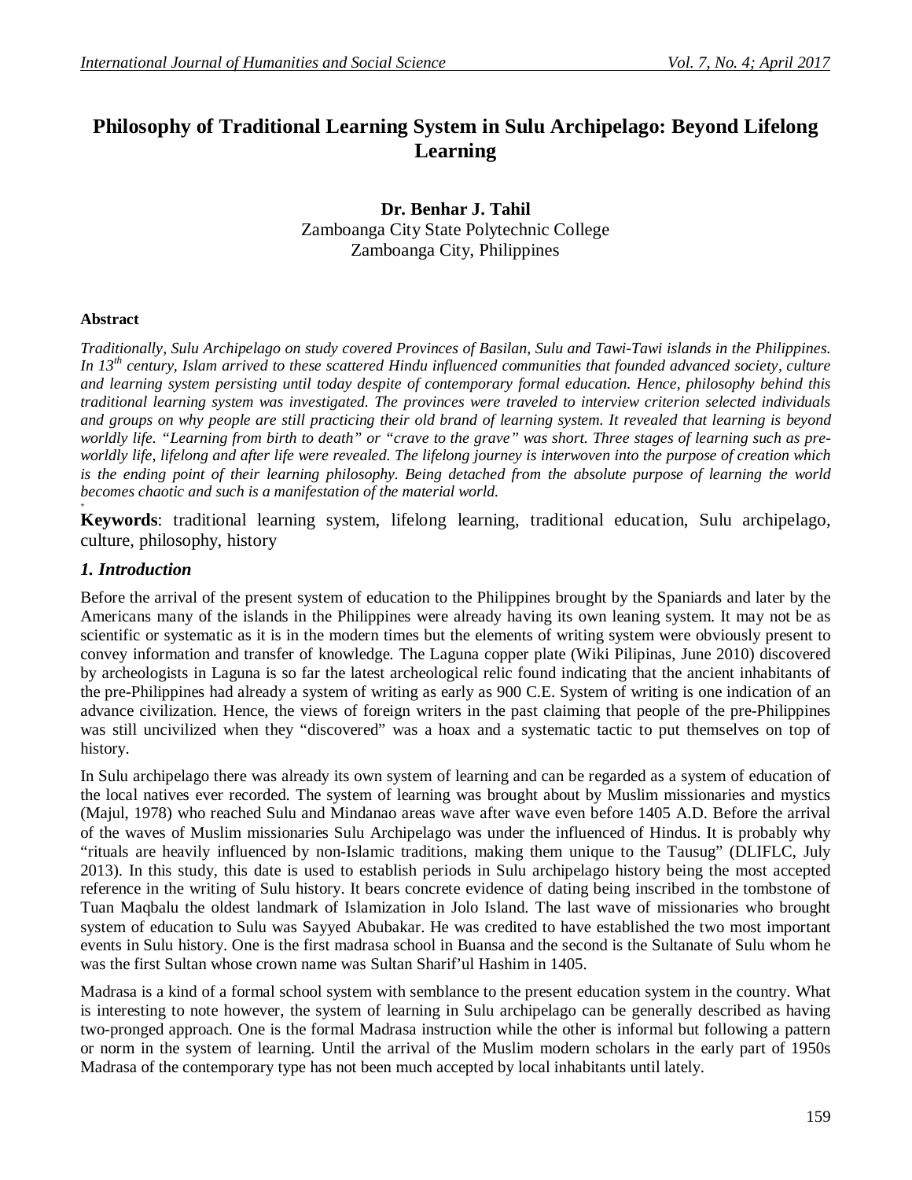# Philosophy of Traditional Learning System in Sulu Archipelago: Beyond Lifelong Learning

**Dr. Benhar J. Tahil**
Zamboanga City State Polytechnic College
Zamboanga City, Philippines

**Abstract**

*Traditionally, Sulu Archipelago on study covered Provinces of Basilan, Sulu and Tawi-Tawi islands in the Philippines. In 13th century, Islam arrived to these scattered Hindu influenced communities that founded advanced society, culture and learning system persisting until today despite of contemporary formal education. Hence, philosophy behind this traditional learning system was investigated. The provinces were traveled to interview criterion selected individuals and groups on why people are still practicing their old brand of learning system. It revealed that learning is beyond worldly life. "Learning from birth to death" or "crave to the grave" was short. Three stages of learning such as pre-worldly life, lifelong and after life were revealed. The lifelong journey is interwoven into the purpose of creation which is the ending point of their learning philosophy. Being detached from the absolute purpose of learning the world becomes chaotic and such is a manifestation of the material world.*

**Keywords**: traditional learning system, lifelong learning, traditional education, Sulu archipelago, culture, philosophy, history

## *1. Introduction*

Before the arrival of the present system of education to the Philippines brought by the Spaniards and later by the Americans many of the islands in the Philippines were already having its own leaning system. It may not be as scientific or systematic as it is in the modern times but the elements of writing system were obviously present to convey information and transfer of knowledge. The Laguna copper plate (Wiki Pilipinas, June 2010) discovered by archeologists in Laguna is so far the latest archeological relic found indicating that the ancient inhabitants of the pre-Philippines had already a system of writing as early as 900 C.E. System of writing is one indication of an advance civilization. Hence, the views of foreign writers in the past claiming that people of the pre-Philippines was still uncivilized when they "discovered" was a hoax and a systematic tactic to put themselves on top of history.

In Sulu archipelago there was already its own system of learning and can be regarded as a system of education of the local natives ever recorded. The system of learning was brought about by Muslim missionaries and mystics (Majul, 1978) who reached Sulu and Mindanao areas wave after wave even before 1405 A.D. Before the arrival of the waves of Muslim missionaries Sulu Archipelago was under the influenced of Hindus. It is probably why "rituals are heavily influenced by non-Islamic traditions, making them unique to the Tausug" (DLIFLC, July 2013). In this study, this date is used to establish periods in Sulu archipelago history being the most accepted reference in the writing of Sulu history. It bears concrete evidence of dating being inscribed in the tombstone of Tuan Maqbalu the oldest landmark of Islamization in Jolo Island. The last wave of missionaries who brought system of education to Sulu was Sayyed Abubakar. He was credited to have established the two most important events in Sulu history. One is the first madrasa school in Buansa and the second is the Sultanate of Sulu whom he was the first Sultan whose crown name was Sultan Sharif'ul Hashim in 1405.

Madrasa is a kind of a formal school system with semblance to the present education system in the country. What is interesting to note however, the system of learning in Sulu archipelago can be generally described as having two-pronged approach. One is the formal Madrasa instruction while the other is informal but following a pattern or norm in the system of learning. Until the arrival of the Muslim modern scholars in the early part of 1950s Madrasa of the contemporary type has not been much accepted by local inhabitants until lately.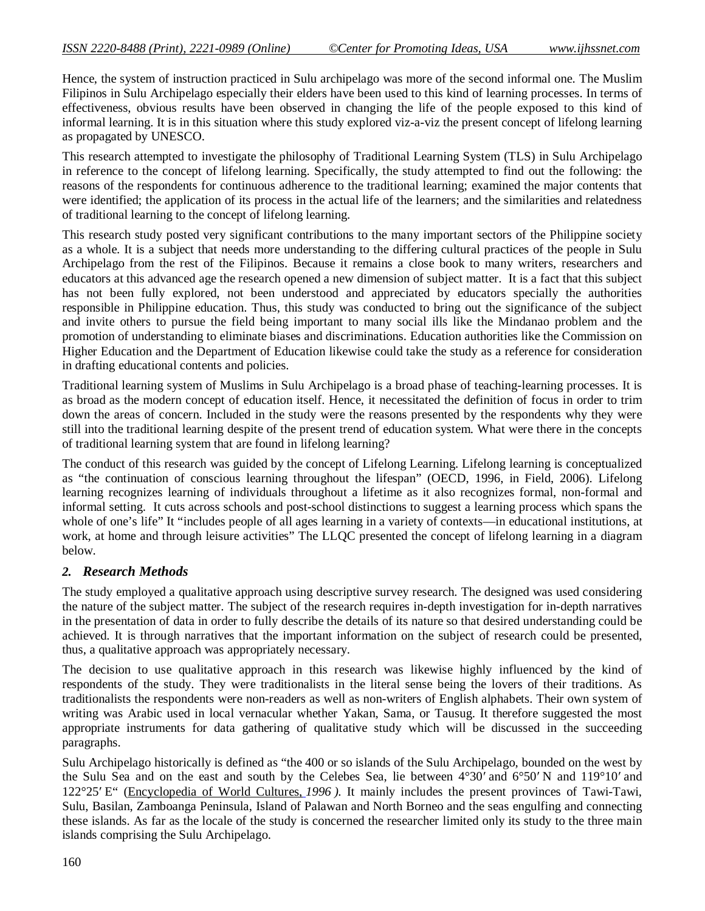Hence, the system of instruction practiced in Sulu archipelago was more of the second informal one. The Muslim Filipinos in Sulu Archipelago especially their elders have been used to this kind of learning processes. In terms of effectiveness, obvious results have been observed in changing the life of the people exposed to this kind of informal learning. It is in this situation where this study explored viz-a-viz the present concept of lifelong learning as propagated by UNESCO.

This research attempted to investigate the philosophy of Traditional Learning System (TLS) in Sulu Archipelago in reference to the concept of lifelong learning. Specifically, the study attempted to find out the following: the reasons of the respondents for continuous adherence to the traditional learning; examined the major contents that were identified; the application of its process in the actual life of the learners; and the similarities and relatedness of traditional learning to the concept of lifelong learning.

This research study posted very significant contributions to the many important sectors of the Philippine society as a whole. It is a subject that needs more understanding to the differing cultural practices of the people in Sulu Archipelago from the rest of the Filipinos. Because it remains a close book to many writers, researchers and educators at this advanced age the research opened a new dimension of subject matter. It is a fact that this subject has not been fully explored, not been understood and appreciated by educators specially the authorities responsible in Philippine education. Thus, this study was conducted to bring out the significance of the subject and invite others to pursue the field being important to many social ills like the Mindanao problem and the promotion of understanding to eliminate biases and discriminations. Education authorities like the Commission on Higher Education and the Department of Education likewise could take the study as a reference for consideration in drafting educational contents and policies.

Traditional learning system of Muslims in Sulu Archipelago is a broad phase of teaching-learning processes. It is as broad as the modern concept of education itself. Hence, it necessitated the definition of focus in order to trim down the areas of concern. Included in the study were the reasons presented by the respondents why they were still into the traditional learning despite of the present trend of education system. What were there in the concepts of traditional learning system that are found in lifelong learning?

The conduct of this research was guided by the concept of Lifelong Learning. Lifelong learning is conceptualized as "the continuation of conscious learning throughout the lifespan" (OECD, 1996, in Field, 2006). Lifelong learning recognizes learning of individuals throughout a lifetime as it also recognizes formal, non-formal and informal setting. It cuts across schools and post-school distinctions to suggest a learning process which spans the whole of one's life" It "includes people of all ages learning in a variety of contexts—in educational institutions, at work, at home and through leisure activities" The LLQC presented the concept of lifelong learning in a diagram below.

## *2. Research Methods*

The study employed a qualitative approach using descriptive survey research. The designed was used considering the nature of the subject matter. The subject of the research requires in-depth investigation for in-depth narratives in the presentation of data in order to fully describe the details of its nature so that desired understanding could be achieved. It is through narratives that the important information on the subject of research could be presented, thus, a qualitative approach was appropriately necessary.

The decision to use qualitative approach in this research was likewise highly influenced by the kind of respondents of the study. They were traditionalists in the literal sense being the lovers of their traditions. As traditionalists the respondents were non-readers as well as non-writers of English alphabets. Their own system of writing was Arabic used in local vernacular whether Yakan, Sama, or Tausug. It therefore suggested the most appropriate instruments for data gathering of qualitative study which will be discussed in the succeeding paragraphs.

Sulu Archipelago historically is defined as "the 400 or so islands of the Sulu Archipelago, bounded on the west by the Sulu Sea and on the east and south by the Celebes Sea, lie between 4°30′ and 6°50′ N and 119°10′ and 122°25′ E" (Encyclopedia of World Cultures, *1996 )*. It mainly includes the present provinces of Tawi-Tawi, Sulu, Basilan, Zamboanga Peninsula, Island of Palawan and North Borneo and the seas engulfing and connecting these islands. As far as the locale of the study is concerned the researcher limited only its study to the three main islands comprising the Sulu Archipelago.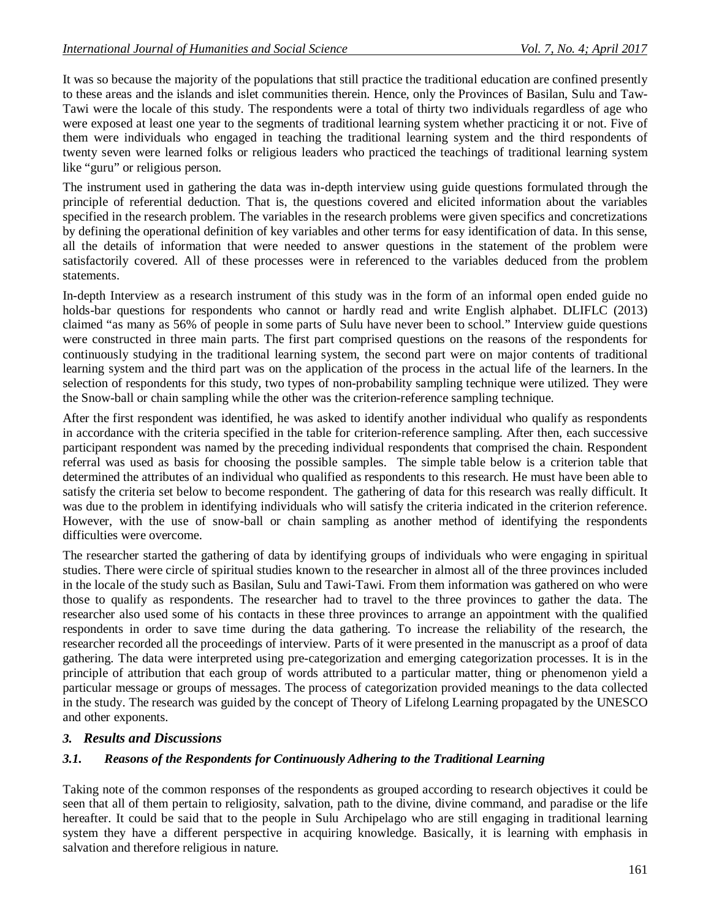It was so because the majority of the populations that still practice the traditional education are confined presently to these areas and the islands and islet communities therein. Hence, only the Provinces of Basilan, Sulu and Taw-Tawi were the locale of this study. The respondents were a total of thirty two individuals regardless of age who were exposed at least one year to the segments of traditional learning system whether practicing it or not. Five of them were individuals who engaged in teaching the traditional learning system and the third respondents of twenty seven were learned folks or religious leaders who practiced the teachings of traditional learning system like "guru" or religious person.

The instrument used in gathering the data was in-depth interview using guide questions formulated through the principle of referential deduction. That is, the questions covered and elicited information about the variables specified in the research problem. The variables in the research problems were given specifics and concretizations by defining the operational definition of key variables and other terms for easy identification of data. In this sense, all the details of information that were needed to answer questions in the statement of the problem were satisfactorily covered. All of these processes were in referenced to the variables deduced from the problem statements.

In-depth Interview as a research instrument of this study was in the form of an informal open ended guide no holds-bar questions for respondents who cannot or hardly read and write English alphabet. DLIFLC (2013) claimed "as many as 56% of people in some parts of Sulu have never been to school." Interview guide questions were constructed in three main parts. The first part comprised questions on the reasons of the respondents for continuously studying in the traditional learning system, the second part were on major contents of traditional learning system and the third part was on the application of the process in the actual life of the learners. In the selection of respondents for this study, two types of non-probability sampling technique were utilized. They were the Snow-ball or chain sampling while the other was the criterion-reference sampling technique.

After the first respondent was identified, he was asked to identify another individual who qualify as respondents in accordance with the criteria specified in the table for criterion-reference sampling. After then, each successive participant respondent was named by the preceding individual respondents that comprised the chain. Respondent referral was used as basis for choosing the possible samples. The simple table below is a criterion table that determined the attributes of an individual who qualified as respondents to this research. He must have been able to satisfy the criteria set below to become respondent. The gathering of data for this research was really difficult. It was due to the problem in identifying individuals who will satisfy the criteria indicated in the criterion reference. However, with the use of snow-ball or chain sampling as another method of identifying the respondents difficulties were overcome.

The researcher started the gathering of data by identifying groups of individuals who were engaging in spiritual studies. There were circle of spiritual studies known to the researcher in almost all of the three provinces included in the locale of the study such as Basilan, Sulu and Tawi-Tawi. From them information was gathered on who were those to qualify as respondents. The researcher had to travel to the three provinces to gather the data. The researcher also used some of his contacts in these three provinces to arrange an appointment with the qualified respondents in order to save time during the data gathering. To increase the reliability of the research, the researcher recorded all the proceedings of interview. Parts of it were presented in the manuscript as a proof of data gathering. The data were interpreted using pre-categorization and emerging categorization processes. It is in the principle of attribution that each group of words attributed to a particular matter, thing or phenomenon yield a particular message or groups of messages. The process of categorization provided meanings to the data collected in the study. The research was guided by the concept of Theory of Lifelong Learning propagated by the UNESCO and other exponents.

## *3. Results and Discussions*

### *3.1. Reasons of the Respondents for Continuously Adhering to the Traditional Learning*

Taking note of the common responses of the respondents as grouped according to research objectives it could be seen that all of them pertain to religiosity, salvation, path to the divine, divine command, and paradise or the life hereafter. It could be said that to the people in Sulu Archipelago who are still engaging in traditional learning system they have a different perspective in acquiring knowledge. Basically, it is learning with emphasis in salvation and therefore religious in nature.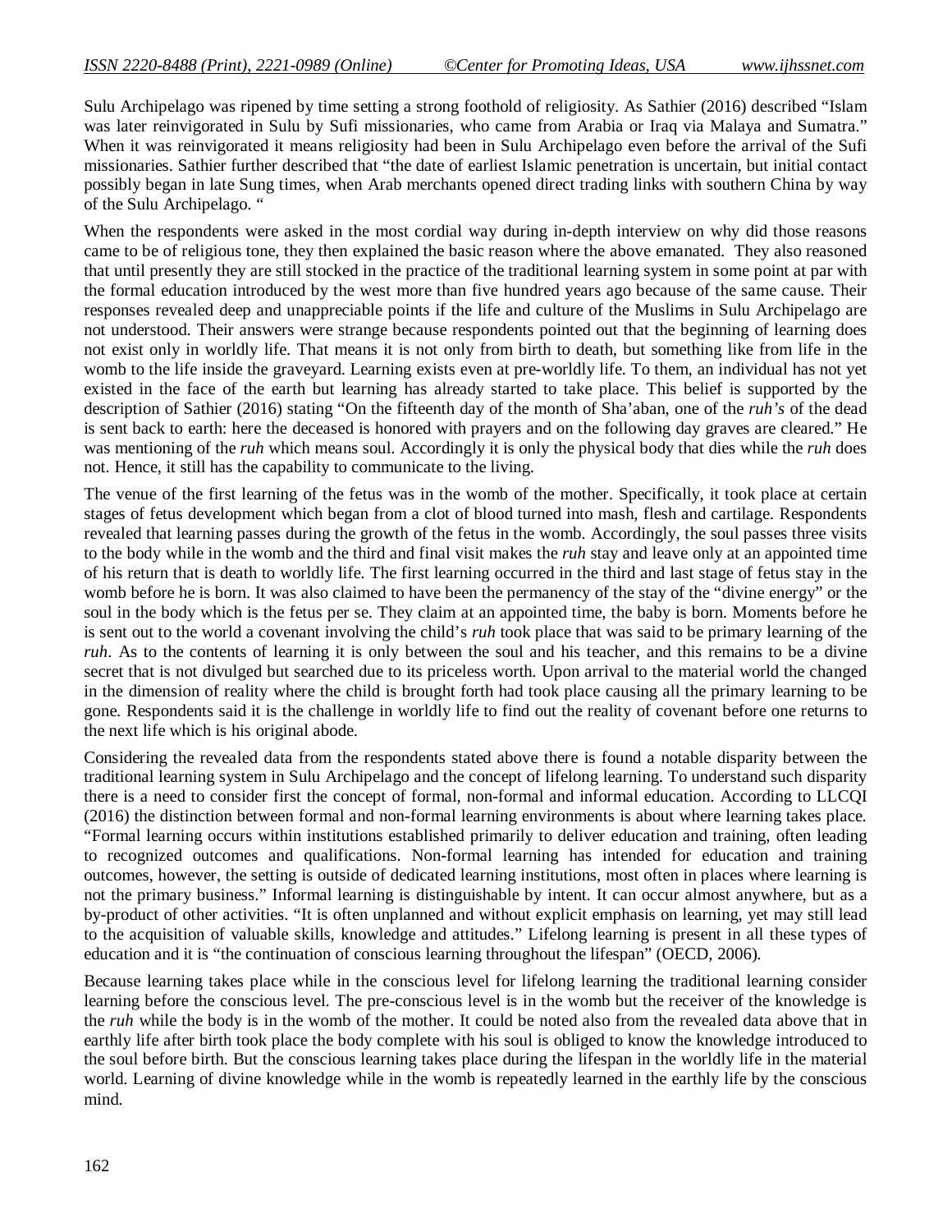Sulu Archipelago was ripened by time setting a strong foothold of religiosity. As Sathier (2016) described "Islam was later reinvigorated in Sulu by Sufi missionaries, who came from Arabia or Iraq via Malaya and Sumatra." When it was reinvigorated it means religiosity had been in Sulu Archipelago even before the arrival of the Sufi missionaries. Sathier further described that "the date of earliest Islamic penetration is uncertain, but initial contact possibly began in late Sung times, when Arab merchants opened direct trading links with southern China by way of the Sulu Archipelago. "

When the respondents were asked in the most cordial way during in-depth interview on why did those reasons came to be of religious tone, they then explained the basic reason where the above emanated. They also reasoned that until presently they are still stocked in the practice of the traditional learning system in some point at par with the formal education introduced by the west more than five hundred years ago because of the same cause. Their responses revealed deep and unappreciable points if the life and culture of the Muslims in Sulu Archipelago are not understood. Their answers were strange because respondents pointed out that the beginning of learning does not exist only in worldly life. That means it is not only from birth to death, but something like from life in the womb to the life inside the graveyard. Learning exists even at pre-worldly life. To them, an individual has not yet existed in the face of the earth but learning has already started to take place. This belief is supported by the description of Sathier (2016) stating "On the fifteenth day of the month of Sha'aban, one of the *ruh's* of the dead is sent back to earth: here the deceased is honored with prayers and on the following day graves are cleared." He was mentioning of the *ruh* which means soul. Accordingly it is only the physical body that dies while the *ruh* does not. Hence, it still has the capability to communicate to the living.

The venue of the first learning of the fetus was in the womb of the mother. Specifically, it took place at certain stages of fetus development which began from a clot of blood turned into mash, flesh and cartilage. Respondents revealed that learning passes during the growth of the fetus in the womb. Accordingly, the soul passes three visits to the body while in the womb and the third and final visit makes the *ruh* stay and leave only at an appointed time of his return that is death to worldly life. The first learning occurred in the third and last stage of fetus stay in the womb before he is born. It was also claimed to have been the permanency of the stay of the "divine energy" or the soul in the body which is the fetus per se. They claim at an appointed time, the baby is born. Moments before he is sent out to the world a covenant involving the child's *ruh* took place that was said to be primary learning of the *ruh*. As to the contents of learning it is only between the soul and his teacher, and this remains to be a divine secret that is not divulged but searched due to its priceless worth. Upon arrival to the material world the changed in the dimension of reality where the child is brought forth had took place causing all the primary learning to be gone. Respondents said it is the challenge in worldly life to find out the reality of covenant before one returns to the next life which is his original abode.

Considering the revealed data from the respondents stated above there is found a notable disparity between the traditional learning system in Sulu Archipelago and the concept of lifelong learning. To understand such disparity there is a need to consider first the concept of formal, non-formal and informal education. According to LLCQI (2016) the distinction between formal and non-formal learning environments is about where learning takes place. "Formal learning occurs within institutions established primarily to deliver education and training, often leading to recognized outcomes and qualifications. Non-formal learning has intended for education and training outcomes, however, the setting is outside of dedicated learning institutions, most often in places where learning is not the primary business." Informal learning is distinguishable by intent. It can occur almost anywhere, but as a by-product of other activities. "It is often unplanned and without explicit emphasis on learning, yet may still lead to the acquisition of valuable skills, knowledge and attitudes." Lifelong learning is present in all these types of education and it is "the continuation of conscious learning throughout the lifespan" (OECD, 2006).

Because learning takes place while in the conscious level for lifelong learning the traditional learning consider learning before the conscious level. The pre-conscious level is in the womb but the receiver of the knowledge is the *ruh* while the body is in the womb of the mother. It could be noted also from the revealed data above that in earthly life after birth took place the body complete with his soul is obliged to know the knowledge introduced to the soul before birth. But the conscious learning takes place during the lifespan in the worldly life in the material world. Learning of divine knowledge while in the womb is repeatedly learned in the earthly life by the conscious mind.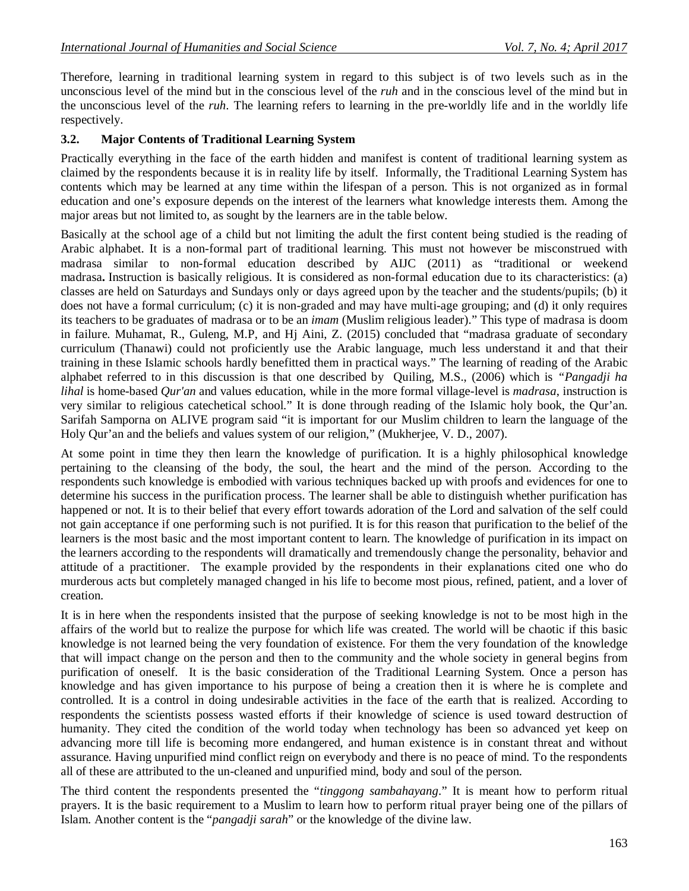Therefore, learning in traditional learning system in regard to this subject is of two levels such as in the unconscious level of the mind but in the conscious level of the *ruh* and in the conscious level of the mind but in the unconscious level of the *ruh*. The learning refers to learning in the pre-worldly life and in the worldly life respectively.

### 3.2. Major Contents of Traditional Learning System

Practically everything in the face of the earth hidden and manifest is content of traditional learning system as claimed by the respondents because it is in reality life by itself. Informally, the Traditional Learning System has contents which may be learned at any time within the lifespan of a person. This is not organized as in formal education and one's exposure depends on the interest of the learners what knowledge interests them. Among the major areas but not limited to, as sought by the learners are in the table below.

Basically at the school age of a child but not limiting the adult the first content being studied is the reading of Arabic alphabet. It is a non-formal part of traditional learning. This must not however be misconstrued with madrasa similar to non-formal education described by AIJC (2011) as "traditional or weekend madrasa**.** Instruction is basically religious. It is considered as non-formal education due to its characteristics: (a) classes are held on Saturdays and Sundays only or days agreed upon by the teacher and the students/pupils; (b) it does not have a formal curriculum; (c) it is non-graded and may have multi-age grouping; and (d) it only requires its teachers to be graduates of madrasa or to be an *imam* (Muslim religious leader)." This type of madrasa is doom in failure. Muhamat, R., Guleng, M.P, and Hj Aini, Z. (2015) concluded that "madrasa graduate of secondary curriculum (Thanawi) could not proficiently use the Arabic language, much less understand it and that their training in these Islamic schools hardly benefitted them in practical ways." The learning of reading of the Arabic alphabet referred to in this discussion is that one described by Quiling, M.S., (2006) which is *"Pangadji ha lihal* is home-based *Qur'an* and values education, while in the more formal village-level is *madrasa*, instruction is very similar to religious catechetical school." It is done through reading of the Islamic holy book, the Qur'an. Sarifah Samporna on ALIVE program said "it is important for our Muslim children to learn the language of the Holy Qur'an and the beliefs and values system of our religion," (Mukherjee, V. D., 2007).

At some point in time they then learn the knowledge of purification. It is a highly philosophical knowledge pertaining to the cleansing of the body, the soul, the heart and the mind of the person. According to the respondents such knowledge is embodied with various techniques backed up with proofs and evidences for one to determine his success in the purification process. The learner shall be able to distinguish whether purification has happened or not. It is to their belief that every effort towards adoration of the Lord and salvation of the self could not gain acceptance if one performing such is not purified. It is for this reason that purification to the belief of the learners is the most basic and the most important content to learn. The knowledge of purification in its impact on the learners according to the respondents will dramatically and tremendously change the personality, behavior and attitude of a practitioner. The example provided by the respondents in their explanations cited one who do murderous acts but completely managed changed in his life to become most pious, refined, patient, and a lover of creation.

It is in here when the respondents insisted that the purpose of seeking knowledge is not to be most high in the affairs of the world but to realize the purpose for which life was created. The world will be chaotic if this basic knowledge is not learned being the very foundation of existence. For them the very foundation of the knowledge that will impact change on the person and then to the community and the whole society in general begins from purification of oneself. It is the basic consideration of the Traditional Learning System. Once a person has knowledge and has given importance to his purpose of being a creation then it is where he is complete and controlled. It is a control in doing undesirable activities in the face of the earth that is realized. According to respondents the scientists possess wasted efforts if their knowledge of science is used toward destruction of humanity. They cited the condition of the world today when technology has been so advanced yet keep on advancing more till life is becoming more endangered, and human existence is in constant threat and without assurance. Having unpurified mind conflict reign on everybody and there is no peace of mind. To the respondents all of these are attributed to the un-cleaned and unpurified mind, body and soul of the person.

The third content the respondents presented the "*tinggong sambahayang*." It is meant how to perform ritual prayers. It is the basic requirement to a Muslim to learn how to perform ritual prayer being one of the pillars of Islam. Another content is the "*pangadji sarah*" or the knowledge of the divine law.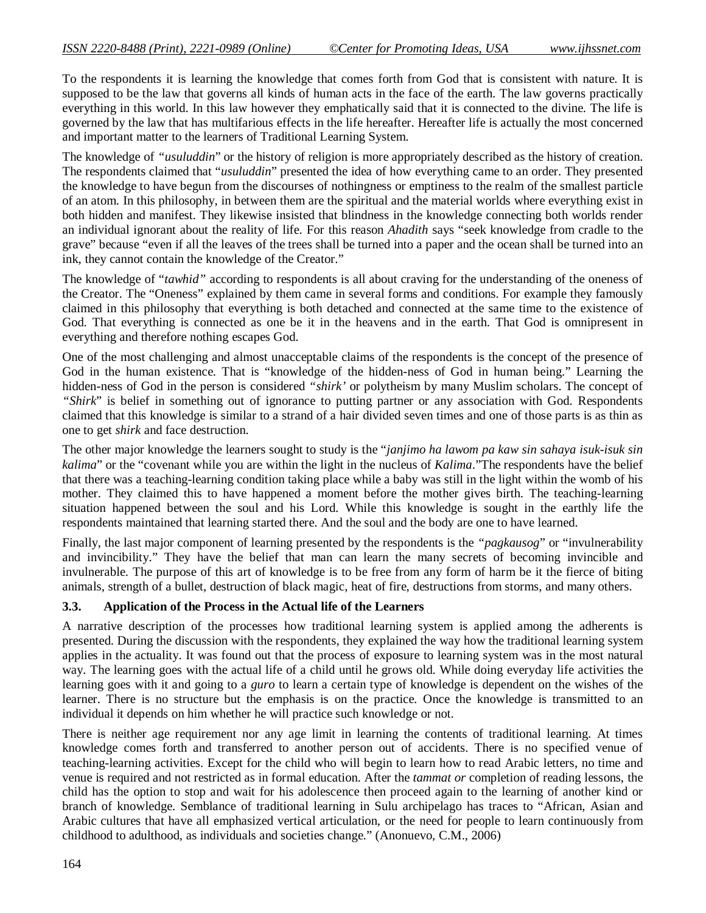To the respondents it is learning the knowledge that comes forth from God that is consistent with nature. It is supposed to be the law that governs all kinds of human acts in the face of the earth. The law governs practically everything in this world. In this law however they emphatically said that it is connected to the divine. The life is governed by the law that has multifarious effects in the life hereafter. Hereafter life is actually the most concerned and important matter to the learners of Traditional Learning System.

The knowledge of *"usuluddin*" or the history of religion is more appropriately described as the history of creation. The respondents claimed that "*usuluddin*" presented the idea of how everything came to an order. They presented the knowledge to have begun from the discourses of nothingness or emptiness to the realm of the smallest particle of an atom. In this philosophy, in between them are the spiritual and the material worlds where everything exist in both hidden and manifest. They likewise insisted that blindness in the knowledge connecting both worlds render an individual ignorant about the reality of life. For this reason *Ahadith* says "seek knowledge from cradle to the grave" because "even if all the leaves of the trees shall be turned into a paper and the ocean shall be turned into an ink, they cannot contain the knowledge of the Creator."

The knowledge of "*tawhid"* according to respondents is all about craving for the understanding of the oneness of the Creator. The "Oneness" explained by them came in several forms and conditions. For example they famously claimed in this philosophy that everything is both detached and connected at the same time to the existence of God. That everything is connected as one be it in the heavens and in the earth. That God is omnipresent in everything and therefore nothing escapes God.

One of the most challenging and almost unacceptable claims of the respondents is the concept of the presence of God in the human existence. That is "knowledge of the hidden-ness of God in human being." Learning the hidden-ness of God in the person is considered *"shirk'* or polytheism by many Muslim scholars. The concept of *"Shirk*" is belief in something out of ignorance to putting partner or any association with God. Respondents claimed that this knowledge is similar to a strand of a hair divided seven times and one of those parts is as thin as one to get *shirk* and face destruction.

The other major knowledge the learners sought to study is the "*janjimo ha lawom pa kaw sin sahaya isuk-isuk sin kalima*" or the "covenant while you are within the light in the nucleus of *Kalima*."The respondents have the belief that there was a teaching-learning condition taking place while a baby was still in the light within the womb of his mother. They claimed this to have happened a moment before the mother gives birth. The teaching-learning situation happened between the soul and his Lord. While this knowledge is sought in the earthly life the respondents maintained that learning started there. And the soul and the body are one to have learned.

Finally, the last major component of learning presented by the respondents is the *"pagkausog*" or "invulnerability and invincibility." They have the belief that man can learn the many secrets of becoming invincible and invulnerable. The purpose of this art of knowledge is to be free from any form of harm be it the fierce of biting animals, strength of a bullet, destruction of black magic, heat of fire, destructions from storms, and many others.

### 3.3. Application of the Process in the Actual life of the Learners

A narrative description of the processes how traditional learning system is applied among the adherents is presented. During the discussion with the respondents, they explained the way how the traditional learning system applies in the actuality. It was found out that the process of exposure to learning system was in the most natural way. The learning goes with the actual life of a child until he grows old. While doing everyday life activities the learning goes with it and going to a *guro* to learn a certain type of knowledge is dependent on the wishes of the learner. There is no structure but the emphasis is on the practice. Once the knowledge is transmitted to an individual it depends on him whether he will practice such knowledge or not.

There is neither age requirement nor any age limit in learning the contents of traditional learning. At times knowledge comes forth and transferred to another person out of accidents. There is no specified venue of teaching-learning activities. Except for the child who will begin to learn how to read Arabic letters, no time and venue is required and not restricted as in formal education. After the *tammat or* completion of reading lessons, the child has the option to stop and wait for his adolescence then proceed again to the learning of another kind or branch of knowledge. Semblance of traditional learning in Sulu archipelago has traces to "African, Asian and Arabic cultures that have all emphasized vertical articulation, or the need for people to learn continuously from childhood to adulthood, as individuals and societies change." (Anonuevo, C.M., 2006)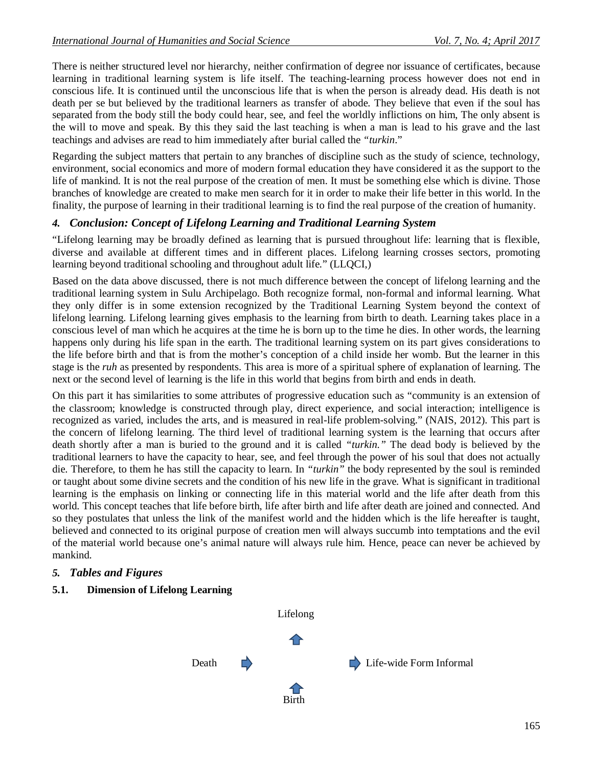There is neither structured level nor hierarchy, neither confirmation of degree nor issuance of certificates, because learning in traditional learning system is life itself. The teaching-learning process however does not end in conscious life. It is continued until the unconscious life that is when the person is already dead. His death is not death per se but believed by the traditional learners as transfer of abode. They believe that even if the soul has separated from the body still the body could hear, see, and feel the worldly inflictions on him, The only absent is the will to move and speak. By this they said the last teaching is when a man is lead to his grave and the last teachings and advises are read to him immediately after burial called the *"turkin*."

Regarding the subject matters that pertain to any branches of discipline such as the study of science, technology, environment, social economics and more of modern formal education they have considered it as the support to the life of mankind. It is not the real purpose of the creation of men. It must be something else which is divine. Those branches of knowledge are created to make men search for it in order to make their life better in this world. In the finality, the purpose of learning in their traditional learning is to find the real purpose of the creation of humanity.

## *4. Conclusion: Concept of Lifelong Learning and Traditional Learning System*

"Lifelong learning may be broadly defined as learning that is pursued throughout life: learning that is flexible, diverse and available at different times and in different places. Lifelong learning crosses sectors, promoting learning beyond traditional schooling and throughout adult life." (LLQCI,)

Based on the data above discussed, there is not much difference between the concept of lifelong learning and the traditional learning system in Sulu Archipelago. Both recognize formal, non-formal and informal learning. What they only differ is in some extension recognized by the Traditional Learning System beyond the context of lifelong learning. Lifelong learning gives emphasis to the learning from birth to death. Learning takes place in a conscious level of man which he acquires at the time he is born up to the time he dies. In other words, the learning happens only during his life span in the earth. The traditional learning system on its part gives considerations to the life before birth and that is from the mother's conception of a child inside her womb. But the learner in this stage is the *ruh* as presented by respondents. This area is more of a spiritual sphere of explanation of learning. The next or the second level of learning is the life in this world that begins from birth and ends in death.

On this part it has similarities to some attributes of progressive education such as "community is an extension of the classroom; knowledge is constructed through play, direct experience, and social interaction; intelligence is recognized as varied, includes the arts, and is measured in real-life problem-solving." (NAIS, 2012). This part is the concern of lifelong learning. The third level of traditional learning system is the learning that occurs after death shortly after a man is buried to the ground and it is called *"turkin."* The dead body is believed by the traditional learners to have the capacity to hear, see, and feel through the power of his soul that does not actually die. Therefore, to them he has still the capacity to learn. In *"turkin"* the body represented by the soul is reminded or taught about some divine secrets and the condition of his new life in the grave. What is significant in traditional learning is the emphasis on linking or connecting life in this material world and the life after death from this world. This concept teaches that life before birth, life after birth and life after death are joined and connected. And so they postulates that unless the link of the manifest world and the hidden which is the life hereafter is taught, believed and connected to its original purpose of creation men will always succumb into temptations and the evil of the material world because one's animal nature will always rule him. Hence, peace can never be achieved by mankind.

## *5. Tables and Figures*

### 5.1. Dimension of Lifelong Learning

Lifelong

Death → → Life-wide Form Informal

Birth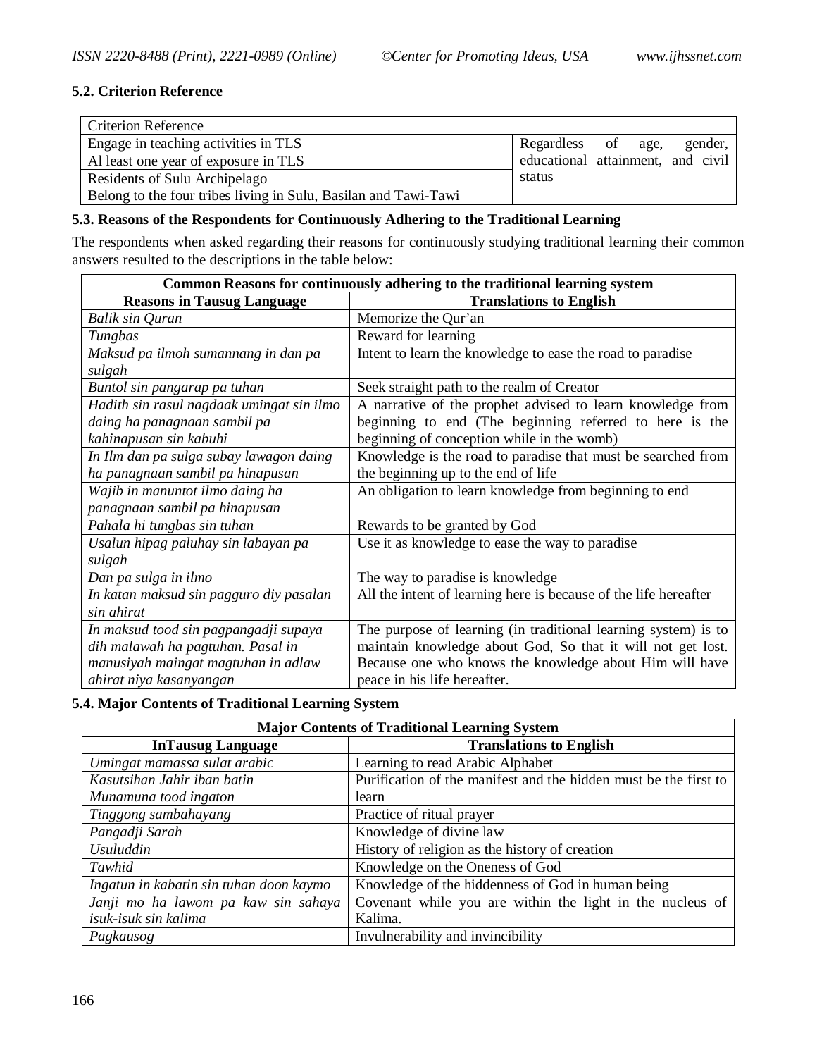### 5.2. Criterion Reference

| Criterion Reference | |
|---|---|
| Engage in teaching activities in TLS | Regardless of age, gender, educational attainment, and civil status |
| Al least one year of exposure in TLS | |
| Residents of Sulu Archipelago | |
| Belong to the four tribes living in Sulu, Basilan and Tawi-Tawi | |

### 5.3. Reasons of the Respondents for Continuously Adhering to the Traditional Learning

The respondents when asked regarding their reasons for continuously studying traditional learning their common answers resulted to the descriptions in the table below:

| **Common Reasons for continuously adhering to the traditional learning system** | |
|---|---|
| **Reasons in Tausug Language** | **Translations to English** |
| *Balik sin Quran* | Memorize the Qur'an |
| *Tungbas* | Reward for learning |
| *Maksud pa ilmoh sumannang in dan pa sulgah* | Intent to learn the knowledge to ease the road to paradise |
| *Buntol sin pangarap pa tuhan* | Seek straight path to the realm of Creator |
| *Hadith sin rasul nagdaak umingat sin ilmo daing ha panagnaan sambil pa kahinapusan sin kabuhi* | A narrative of the prophet advised to learn knowledge from beginning to end (The beginning referred to here is the beginning of conception while in the womb) |
| *In Ilm dan pa sulga subay lawagon daing ha panagnaan sambil pa hinapusan* | Knowledge is the road to paradise that must be searched from the beginning up to the end of life |
| *Wajib in manuntot ilmo daing ha panagnaan sambil pa hinapusan* | An obligation to learn knowledge from beginning to end |
| *Pahala hi tungbas sin tuhan* | Rewards to be granted by God |
| *Usalun hipag paluhay sin labayan pa sulgah* | Use it as knowledge to ease the way to paradise |
| *Dan pa sulga in ilmo* | The way to paradise is knowledge |
| *In katan maksud sin pagguro diy pasalan sin ahirat* | All the intent of learning here is because of the life hereafter |
| *In maksud tood sin pagpangadji supaya dih malawah ha pagtuhan. Pasal in manusiyah maingat magtuhan in adlaw ahirat niya kasanyangan* | The purpose of learning (in traditional learning system) is to maintain knowledge about God, So that it will not get lost. Because one who knows the knowledge about Him will have peace in his life hereafter. |

### 5.4. Major Contents of Traditional Learning System

| **Major Contents of Traditional Learning System** | |
|---|---|
| **InTausug Language** | **Translations to English** |
| *Umingat mamassa sulat arabic* | Learning to read Arabic Alphabet |
| *Kasutsihan Jahir iban batin Munamuna tood ingaton* | Purification of the manifest and the hidden must be the first to learn |
| *Tinggong sambahayang* | Practice of ritual prayer |
| *Pangadji Sarah* | Knowledge of divine law |
| *Usuluddin* | History of religion as the history of creation |
| *Tawhid* | Knowledge on the Oneness of God |
| *Ingatun in kabatin sin tuhan doon kaymo* | Knowledge of the hiddenness of God in human being |
| *Janji mo ha lawom pa kaw sin sahaya isuk-isuk sin kalima* | Covenant while you are within the light in the nucleus of Kalima. |
| *Pagkausog* | Invulnerability and invincibility |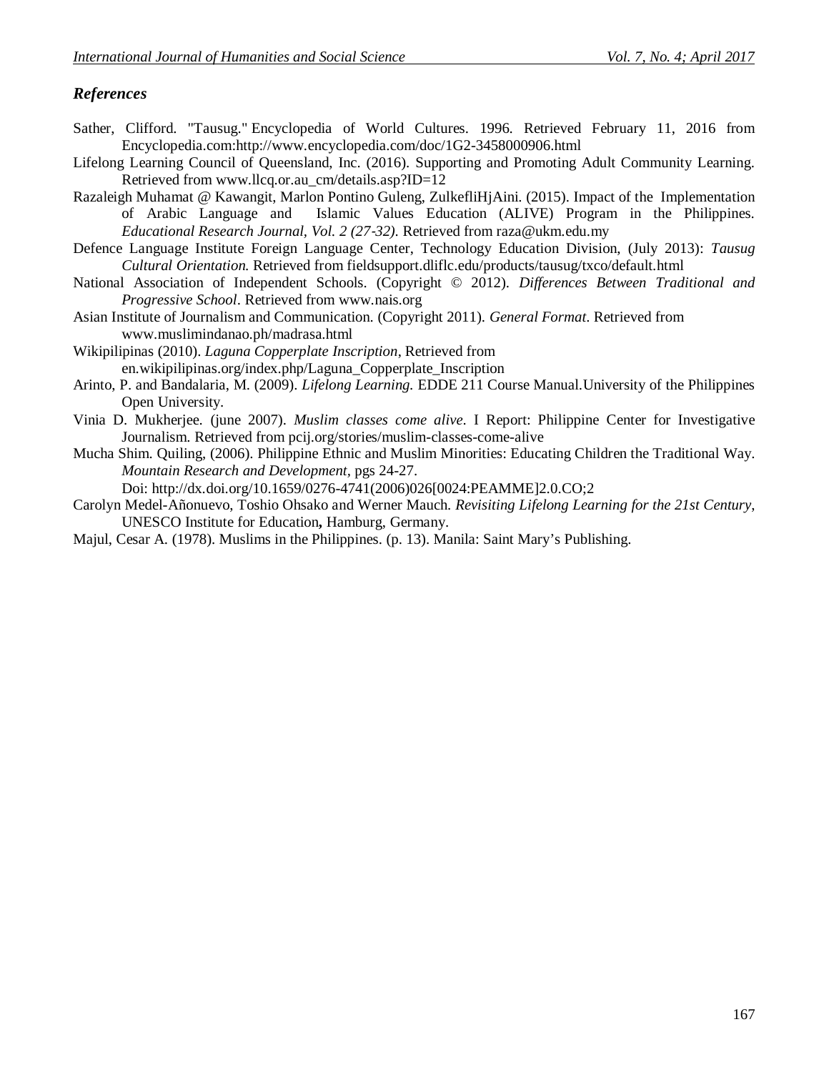### *References*

Sather, Clifford. "Tausug." Encyclopedia of World Cultures. 1996. Retrieved February 11, 2016 from Encyclopedia.com:http://www.encyclopedia.com/doc/1G2-3458000906.html

Lifelong Learning Council of Queensland, Inc. (2016). Supporting and Promoting Adult Community Learning. Retrieved from www.llcq.or.au_cm/details.asp?ID=12

Razaleigh Muhamat @ Kawangit, Marlon Pontino Guleng, ZulkefliHjAini. (2015). Impact of the Implementation of Arabic Language and Islamic Values Education (ALIVE) Program in the Philippines. *Educational Research Journal, Vol. 2 (27-32)*. Retrieved from raza@ukm.edu.my

Defence Language Institute Foreign Language Center, Technology Education Division, (July 2013): *Tausug Cultural Orientation.* Retrieved from fieldsupport.dliflc.edu/products/tausug/txco/default.html

National Association of Independent Schools. (Copyright © 2012). *Differences Between Traditional and Progressive School*. Retrieved from www.nais.org

Asian Institute of Journalism and Communication. (Copyright 2011). *General Format*. Retrieved from www.muslimindanao.ph/madrasa.html

Wikipilipinas (2010). *Laguna Copperplate Inscription*, Retrieved from en.wikipilipinas.org/index.php/Laguna_Copperplate_Inscription

Arinto, P. and Bandalaria, M. (2009). *Lifelong Learning.* EDDE 211 Course Manual.University of the Philippines Open University.

Vinia D. Mukherjee. (june 2007). *Muslim classes come alive*. I Report: Philippine Center for Investigative Journalism. Retrieved from pcij.org/stories/muslim-classes-come-alive

Mucha Shim. Quiling, (2006). Philippine Ethnic and Muslim Minorities: Educating Children the Traditional Way. *Mountain Research and Development*, pgs 24-27. Doi: http://dx.doi.org/10.1659/0276-4741(2006)026[0024:PEAMME]2.0.CO;2

Carolyn Medel-Añonuevo, Toshio Ohsako and Werner Mauch. *Revisiting Lifelong Learning for the 21st Century*, UNESCO Institute for Education**,** Hamburg, Germany.

Majul, Cesar A. (1978). Muslims in the Philippines. (p. 13). Manila: Saint Mary's Publishing.